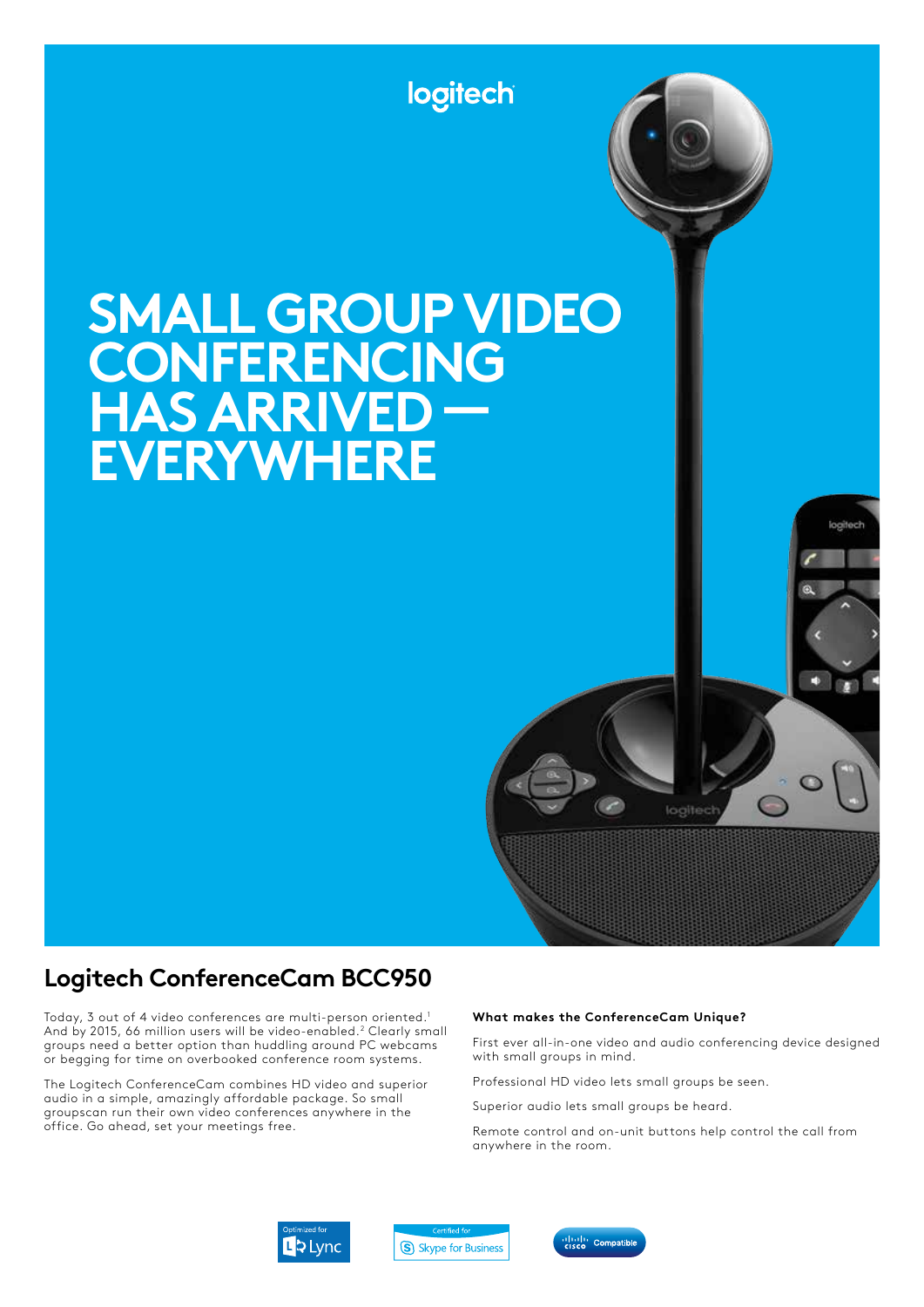logitech

# SMALL GROUP VIDEO CONFERENCING HAS ARRIVED — EVERYWHERE

## Logitech ConferenceCam BCC950

Today, 3 out of 4 video conferences are multi-person oriented.[1] And by 2015, 66 million users will be video-enabled.[2] Clearly small groups need a better option than huddling around PC webcams or begging for time on overbooked conference room systems.

The Logitech ConferenceCam combines HD video and superior audio in a simple, amazingly affordable package. So small groupscan run their own video conferences anywhere in the office. Go ahead, set your meetings free.

**What makes the ConferenceCam Unique?**

First ever all-in-one video and audio conferencing device designed with small groups in mind.

Professional HD video lets small groups be seen.

Superior audio lets small groups be heard.

Remote control and on-unit buttons help control the call from anywhere in the room.

Optimized for Lync

Certified for Skype for Business

Cisco Compatible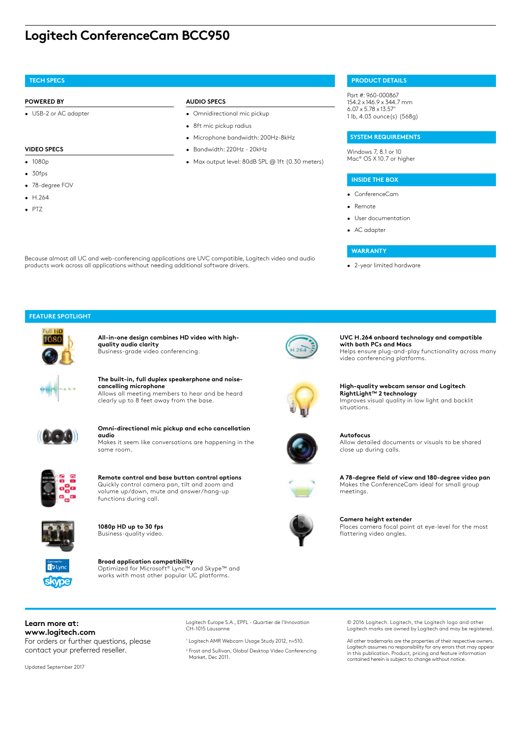# Logitech ConferenceCam BCC950

## TECH SPECS

### POWERED BY

- USB-2 or AC adapter

### VIDEO SPECS

- 1080p
- 30fps
- 78-degree FOV
- H.264
- PTZ

### AUDIO SPECS

- Omnidirectional mic pickup
- 8ft mic pickup radius
- Microphone bandwidth: 200Hz-8kHz
- Bandwidth: 220Hz - 20kHz
- Max output level: 80dB SPL @ 1ft (0.30 meters)

Because almost all UC and web-conferencing applications are UVC compatible, Logitech video and audio products work across all applications without needing additional software drivers.

## PRODUCT DETAILS

Part #: 960-000867
154.2 x 146.9 x 344.7 mm
6.07 x 5.78 x 13.57"
1 lb, 4.03 ounce(s) (568g)

## SYSTEM REQUIREMENTS

Windows 7, 8.1 or 10
Mac® OS X 10.7 or higher

## INSIDE THE BOX

- ConferenceCam
- Remote
- User documentation
- AC adapter

## WARRANTY

- 2-year limited hardware

## FEATURE SPOTLIGHT

**All-in-one design combines HD video with high-quality audio clarity**
Business-grade video conferencing.

**The built-in, full duplex speakerphone and noise-cancelling microphone**
Allows all meeting members to hear and be heard clearly up to 8 feet away from the base.

**Omni-directional mic pickup and echo cancellation audio**
Makes it seem like conversations are happening in the same room.

**Remote control and base button control options**
Quickly control camera pan, tilt and zoom and volume up/down, mute and answer/hang-up functions during call.

**1080p HD up to 30 fps**
Business-quality video.

**Broad application compatibility**
Optimized for Microsoft® Lync™ and Skype™ and works with most other popular UC platforms.

**UVC H.264 onboard technology and compatible with both PCs and Macs**
Helps ensure plug-and-play functionality across many video conferencing platforms.

**High-quality webcam sensor and Logitech RightLight™ 2 technology**
Improves visual quality in low light and backlit situations.

**Autofocus**
Allow detailed documents or visuals to be shared close up during calls.

**A 78-degree field of view and 180-degree video pan**
Makes the ConferenceCam ideal for small group meetings.

**Camera height extender**
Places camera focal point at eye-level for the most flattering video angles.

---

**Learn more at:**
**www.logitech.com**
For orders or further questions, please contact your preferred reseller.

Updated September 2017

Logitech Europe S.A., EPFL - Quartier de l'Innovation
CH-1015 Lausanne

[1] Logitech AMR Webcam Usage Study 2012, n=510.

[2] Frost and Sullivan, Global Desktop Video Conferencing Market, Dec 2011.

© 2016 Logitech. Logitech, the Logitech logo and other Logitech marks are owned by Logitech and may be registered.

All other trademarks are the properties of their respective owners. Logitech assumes no responsibility for any errors that may appear in this publication. Product, pricing and feature information contained herein is subject to change without notice.